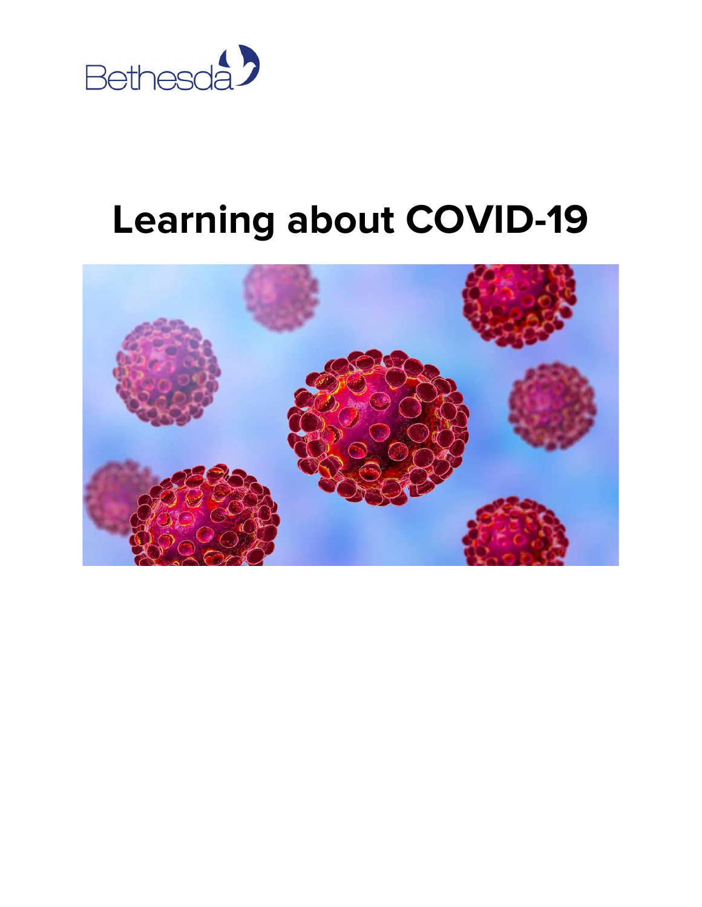Bethesda

# Learning about COVID-19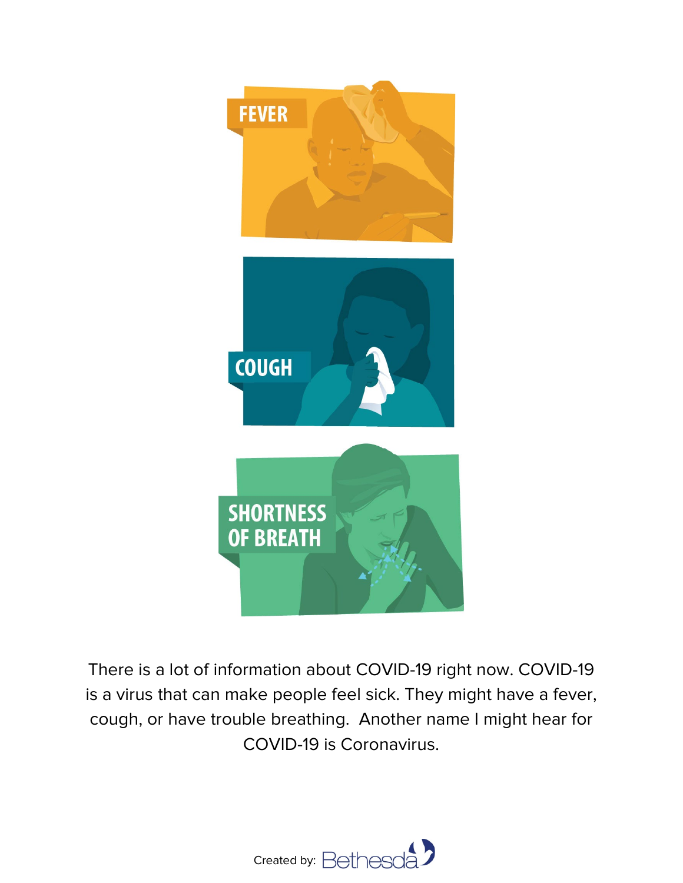FEVER

COUGH

SHORTNESS OF BREATH

There is a lot of information about COVID-19 right now. COVID-19 is a virus that can make people feel sick. They might have a fever, cough, or have trouble breathing. Another name I might hear for COVID-19 is Coronavirus.

Created by: Bethesda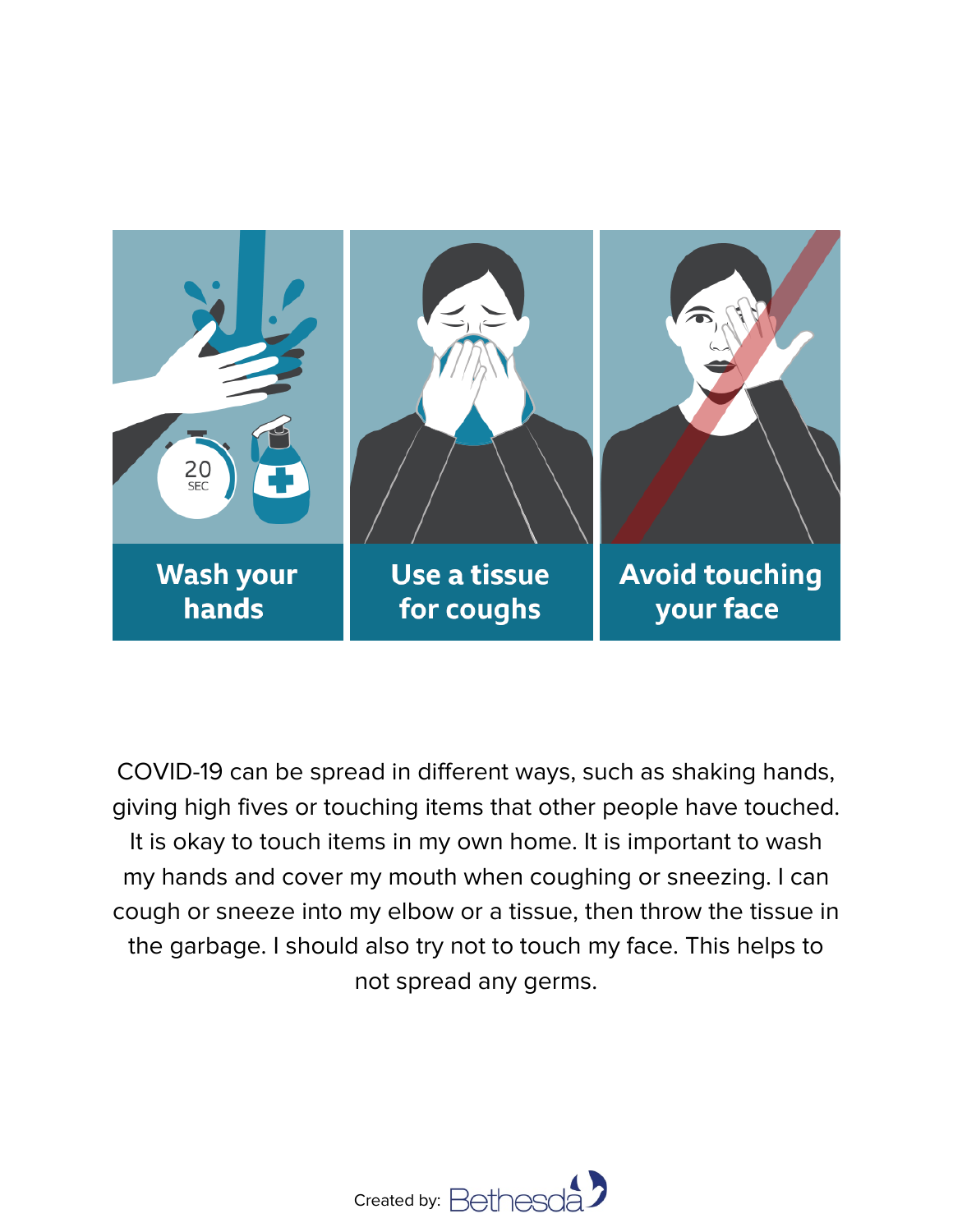**Wash your hands**

**Use a tissue for coughs**

**Avoid touching your face**

COVID-19 can be spread in different ways, such as shaking hands, giving high fives or touching items that other people have touched. It is okay to touch items in my own home. It is important to wash my hands and cover my mouth when coughing or sneezing. I can cough or sneeze into my elbow or a tissue, then throw the tissue in the garbage. I should also try not to touch my face. This helps to not spread any germs.

Created by: Bethesda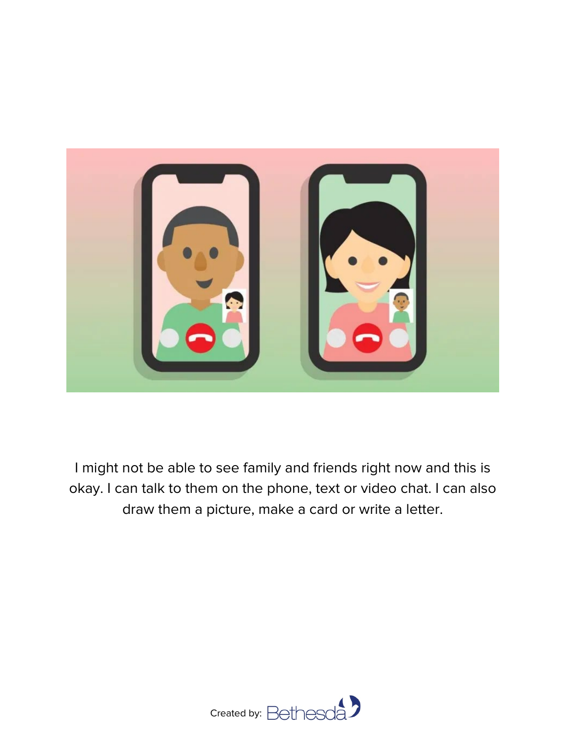I might not be able to see family and friends right now and this is okay. I can talk to them on the phone, text or video chat. I can also draw them a picture, make a card or write a letter.

Created by: Bethesda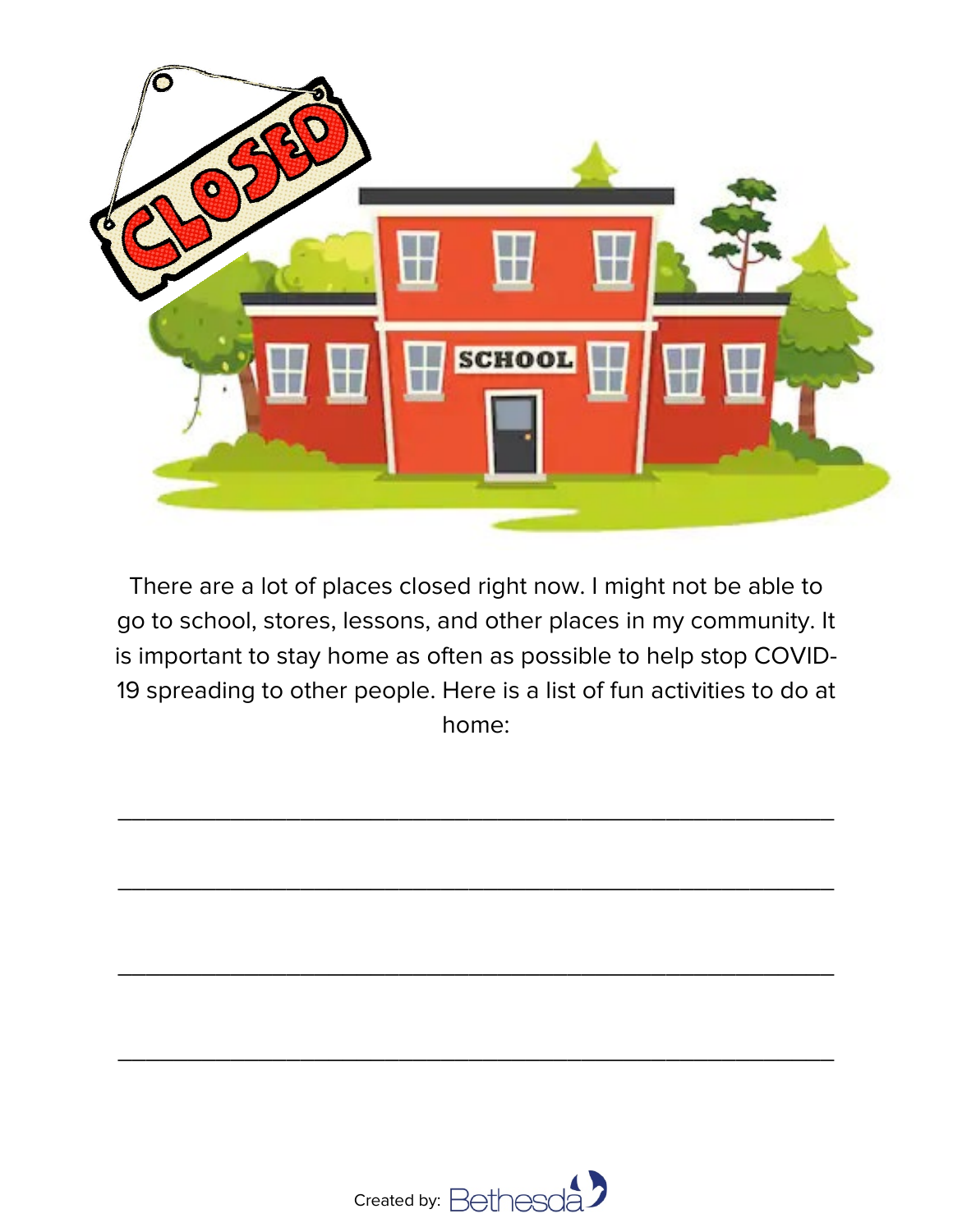There are a lot of places closed right now. I might not be able to go to school, stores, lessons, and other places in my community. It is important to stay home as often as possible to help stop COVID-19 spreading to other people. Here is a list of fun activities to do at home:

\_\_\_\_\_\_\_\_\_\_\_\_\_\_\_\_\_\_\_\_\_\_\_\_\_\_\_\_\_\_\_\_\_\_\_\_\_\_\_\_\_\_\_\_\_\_\_\_

\_\_\_\_\_\_\_\_\_\_\_\_\_\_\_\_\_\_\_\_\_\_\_\_\_\_\_\_\_\_\_\_\_\_\_\_\_\_\_\_\_\_\_\_\_\_\_\_

\_\_\_\_\_\_\_\_\_\_\_\_\_\_\_\_\_\_\_\_\_\_\_\_\_\_\_\_\_\_\_\_\_\_\_\_\_\_\_\_\_\_\_\_\_\_\_\_

\_\_\_\_\_\_\_\_\_\_\_\_\_\_\_\_\_\_\_\_\_\_\_\_\_\_\_\_\_\_\_\_\_\_\_\_\_\_\_\_\_\_\_\_\_\_\_\_

Created by: Bethesda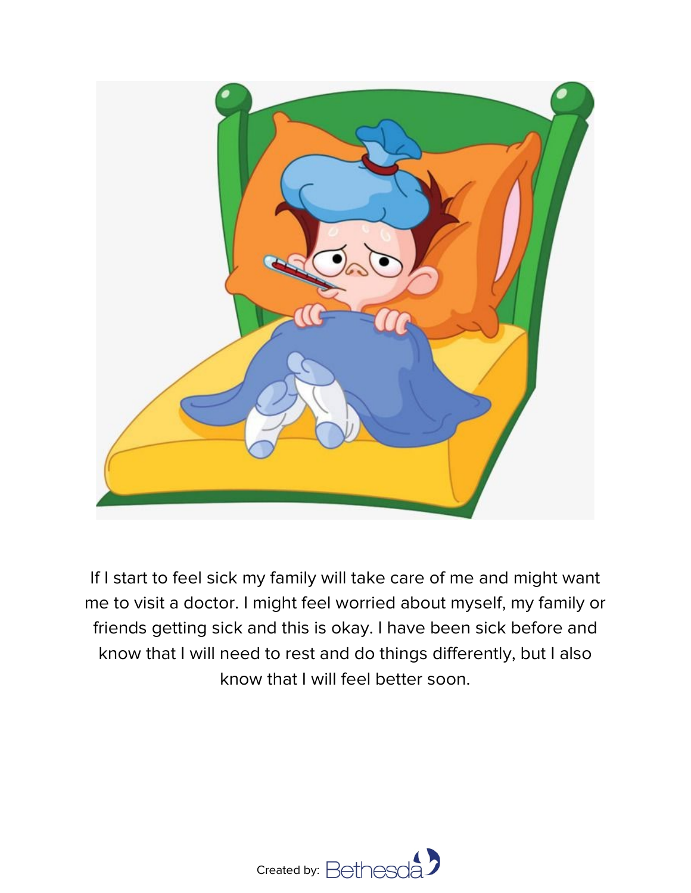If I start to feel sick my family will take care of me and might want me to visit a doctor. I might feel worried about myself, my family or friends getting sick and this is okay. I have been sick before and know that I will need to rest and do things differently, but I also know that I will feel better soon.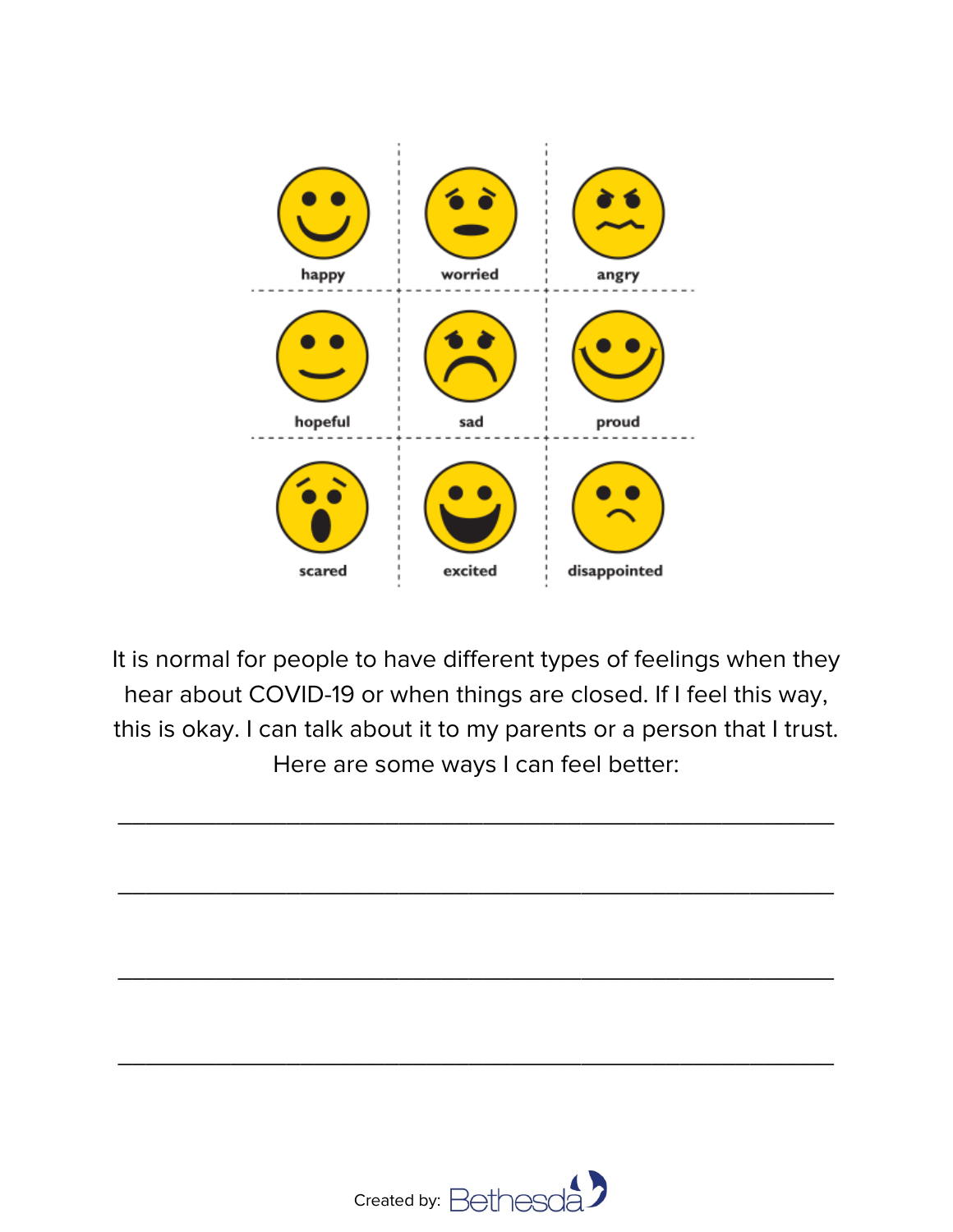| | | |
|---|---|---|
| happy | worried | angry |
| hopeful | sad | proud |
| scared | excited | disappointed |

It is normal for people to have different types of feelings when they hear about COVID-19 or when things are closed. If I feel this way, this is okay. I can talk about it to my parents or a person that I trust. Here are some ways I can feel better:

_______________________________________________

_______________________________________________

_______________________________________________

_______________________________________________

Created by: Bethesda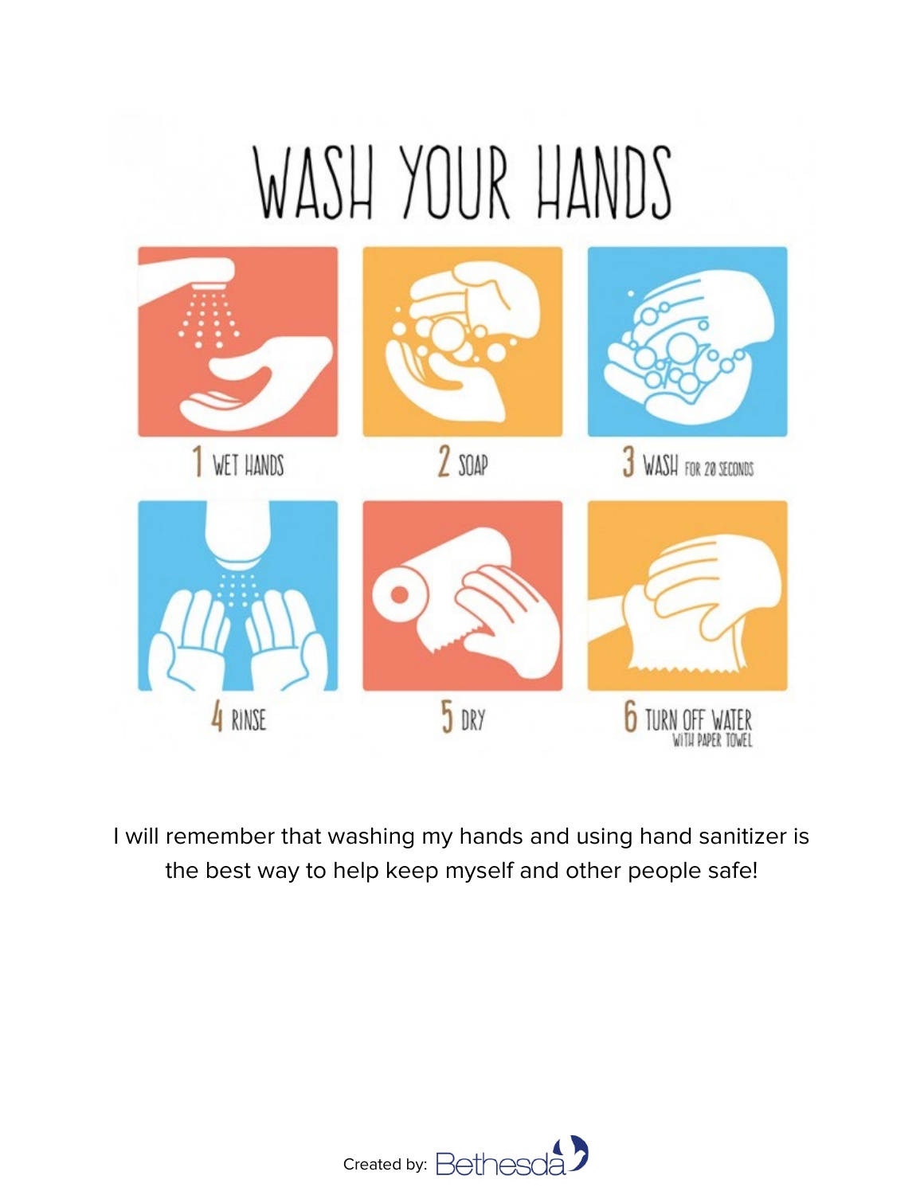# WASH YOUR HANDS

1 WET HANDS

2 SOAP

3 WASH FOR 20 SECONDS

4 RINSE

5 DRY

6 TURN OFF WATER WITH PAPER TOWEL

I will remember that washing my hands and using hand sanitizer is the best way to help keep myself and other people safe!

Created by: Bethesda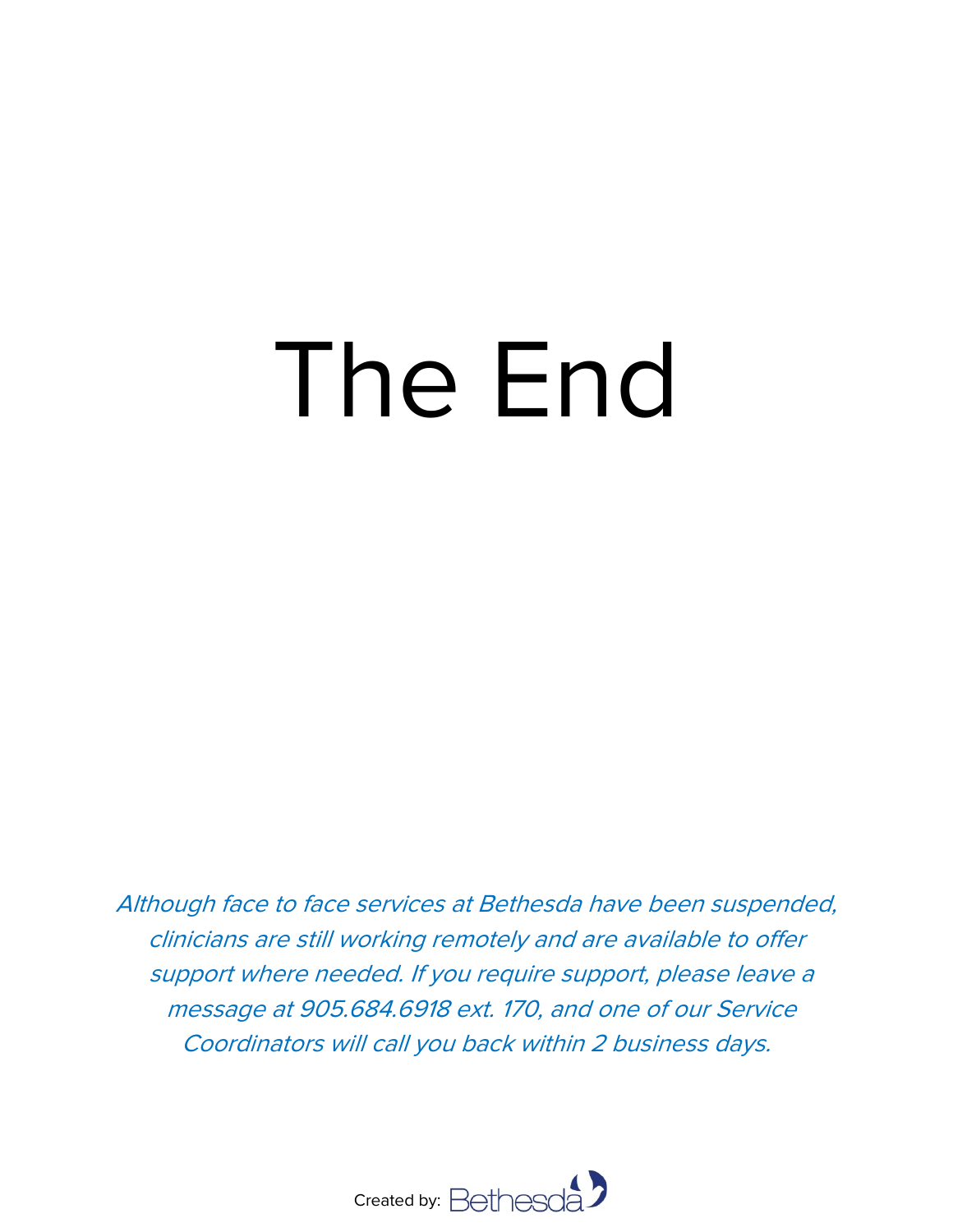# The End

*Although face to face services at Bethesda have been suspended, clinicians are still working remotely and are available to offer support where needed. If you require support, please leave a message at 905.684.6918 ext. 170, and one of our Service Coordinators will call you back within 2 business days.*

Created by: Bethesda